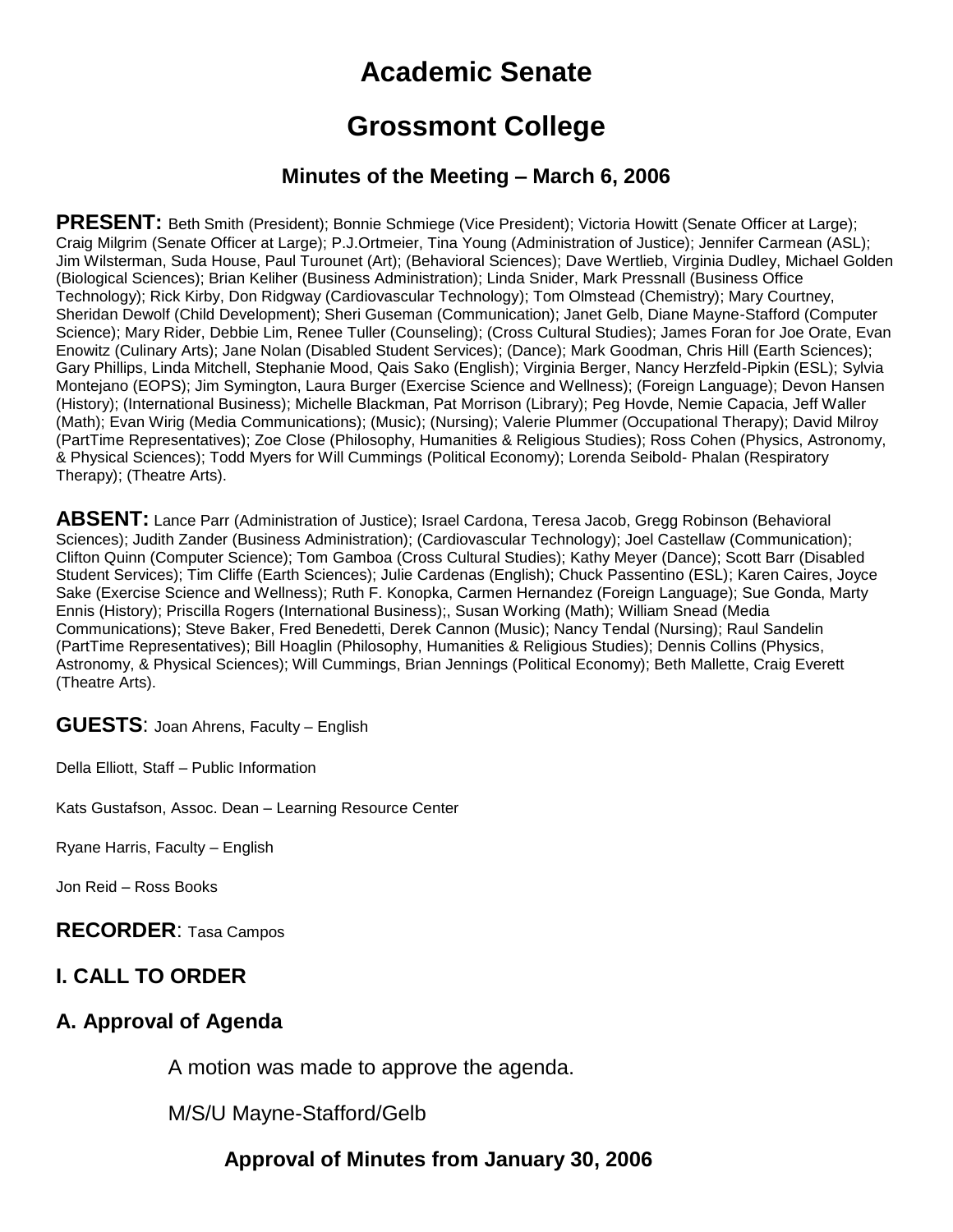# Academic Senate

# Grossmont College

### Minutes of the Meeting – March 6, 2006

**PRESENT:** Beth Smith (President); Bonnie Schmiege (Vice President); Victoria Howitt (Senate Officer at Large); Craig Milgrim (Senate Officer at Large); P.J.Ortmeier, Tina Young (Administration of Justice); Jennifer Carmean (ASL); Jim Wilsterman, Suda House, Paul Turounet (Art); (Behavioral Sciences); Dave Wertlieb, Virginia Dudley, Michael Golden (Biological Sciences); Brian Keliher (Business Administration); Linda Snider, Mark Pressnall (Business Office Technology); Rick Kirby, Don Ridgway (Cardiovascular Technology); Tom Olmstead (Chemistry); Mary Courtney, Sheridan Dewolf (Child Development); Sheri Guseman (Communication); Janet Gelb, Diane Mayne-Stafford (Computer Science); Mary Rider, Debbie Lim, Renee Tuller (Counseling); (Cross Cultural Studies); James Foran for Joe Orate, Evan Enowitz (Culinary Arts); Jane Nolan (Disabled Student Services); (Dance); Mark Goodman, Chris Hill (Earth Sciences); Gary Phillips, Linda Mitchell, Stephanie Mood, Qais Sako (English); Virginia Berger, Nancy Herzfeld-Pipkin (ESL); Sylvia Montejano (EOPS); Jim Symington, Laura Burger (Exercise Science and Wellness); (Foreign Language); Devon Hansen (History); (International Business); Michelle Blackman, Pat Morrison (Library); Peg Hovde, Nemie Capacia, Jeff Waller (Math); Evan Wirig (Media Communications); (Music); (Nursing); Valerie Plummer (Occupational Therapy); David Milroy (PartTime Representatives); Zoe Close (Philosophy, Humanities & Religious Studies); Ross Cohen (Physics, Astronomy, & Physical Sciences); Todd Myers for Will Cummings (Political Economy); Lorenda Seibold- Phalan (Respiratory Therapy); (Theatre Arts).

**ABSENT:** Lance Parr (Administration of Justice); Israel Cardona, Teresa Jacob, Gregg Robinson (Behavioral Sciences); Judith Zander (Business Administration); (Cardiovascular Technology); Joel Castellaw (Communication); Clifton Quinn (Computer Science); Tom Gamboa (Cross Cultural Studies); Kathy Meyer (Dance); Scott Barr (Disabled Student Services); Tim Cliffe (Earth Sciences); Julie Cardenas (English); Chuck Passentino (ESL); Karen Caires, Joyce Sake (Exercise Science and Wellness); Ruth F. Konopka, Carmen Hernandez (Foreign Language); Sue Gonda, Marty Ennis (History); Priscilla Rogers (International Business);, Susan Working (Math); William Snead (Media Communications); Steve Baker, Fred Benedetti, Derek Cannon (Music); Nancy Tendal (Nursing); Raul Sandelin (PartTime Representatives); Bill Hoaglin (Philosophy, Humanities & Religious Studies); Dennis Collins (Physics, Astronomy, & Physical Sciences); Will Cummings, Brian Jennings (Political Economy); Beth Mallette, Craig Everett (Theatre Arts).

**GUESTS**: Joan Ahrens, Faculty – English

Della Elliott, Staff – Public Information

Kats Gustafson, Assoc. Dean – Learning Resource Center

Ryane Harris, Faculty – English

Jon Reid – Ross Books

**RECORDER**: Tasa Campos

## I. CALL TO ORDER

## A. Approval of Agenda

A motion was made to approve the agenda.

M/S/U Mayne-Stafford/Gelb

**Approval of Minutes from January 30, 2006**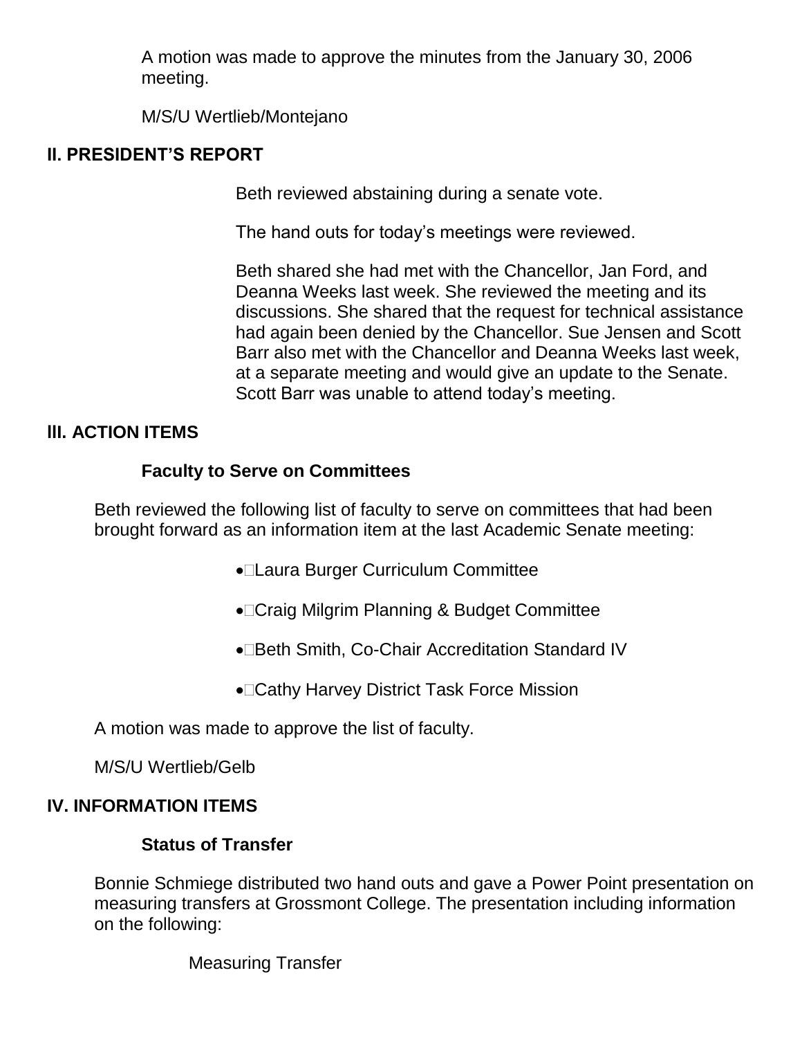A motion was made to approve the minutes from the January 30, 2006 meeting.

M/S/U Wertlieb/Montejano

## II. PRESIDENT'S REPORT

Beth reviewed abstaining during a senate vote.

The hand outs for today's meetings were reviewed.

Beth shared she had met with the Chancellor, Jan Ford, and Deanna Weeks last week. She reviewed the meeting and its discussions. She shared that the request for technical assistance had again been denied by the Chancellor. Sue Jensen and Scott Barr also met with the Chancellor and Deanna Weeks last week, at a separate meeting and would give an update to the Senate. Scott Barr was unable to attend today's meeting.

## III. ACTION ITEMS

### Faculty to Serve on Committees

Beth reviewed the following list of faculty to serve on committees that had been brought forward as an information item at the last Academic Senate meeting:

- Laura Burger Curriculum Committee
- Craig Milgrim Planning & Budget Committee
- Beth Smith, Co-Chair Accreditation Standard IV
- Cathy Harvey District Task Force Mission

A motion was made to approve the list of faculty.

M/S/U Wertlieb/Gelb

## IV. INFORMATION ITEMS

### Status of Transfer

Bonnie Schmiege distributed two hand outs and gave a Power Point presentation on measuring transfers at Grossmont College. The presentation including information on the following:

Measuring Transfer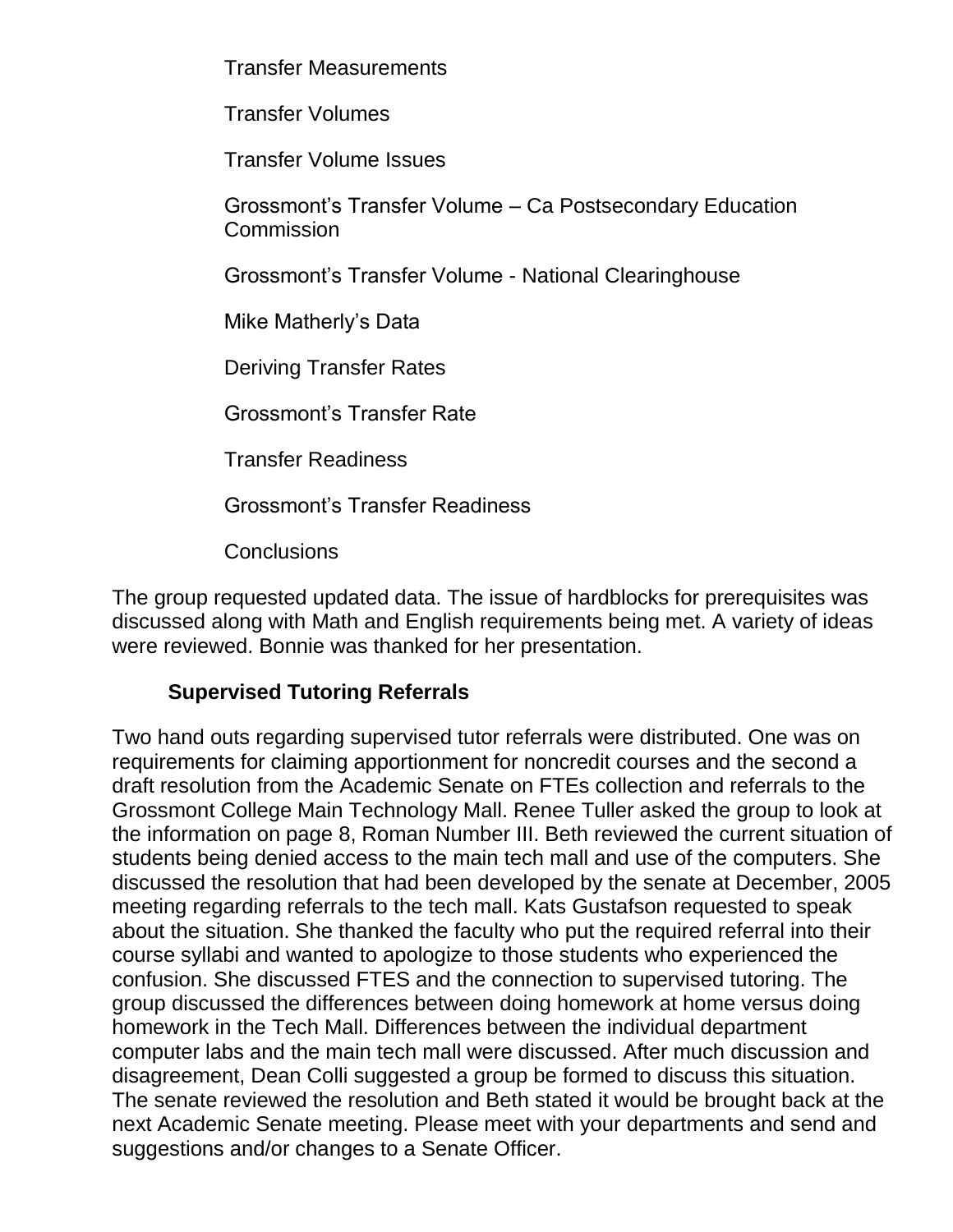Transfer Measurements

Transfer Volumes

Transfer Volume Issues

Grossmont's Transfer Volume – Ca Postsecondary Education Commission

Grossmont's Transfer Volume - National Clearinghouse

Mike Matherly's Data

Deriving Transfer Rates

Grossmont's Transfer Rate

Transfer Readiness

Grossmont's Transfer Readiness

Conclusions

The group requested updated data. The issue of hardblocks for prerequisites was discussed along with Math and English requirements being met. A variety of ideas were reviewed. Bonnie was thanked for her presentation.

**Supervised Tutoring Referrals**

Two hand outs regarding supervised tutor referrals were distributed. One was on requirements for claiming apportionment for noncredit courses and the second a draft resolution from the Academic Senate on FTEs collection and referrals to the Grossmont College Main Technology Mall. Renee Tuller asked the group to look at the information on page 8, Roman Number III. Beth reviewed the current situation of students being denied access to the main tech mall and use of the computers. She discussed the resolution that had been developed by the senate at December, 2005 meeting regarding referrals to the tech mall. Kats Gustafson requested to speak about the situation. She thanked the faculty who put the required referral into their course syllabi and wanted to apologize to those students who experienced the confusion. She discussed FTES and the connection to supervised tutoring. The group discussed the differences between doing homework at home versus doing homework in the Tech Mall. Differences between the individual department computer labs and the main tech mall were discussed. After much discussion and disagreement, Dean Colli suggested a group be formed to discuss this situation. The senate reviewed the resolution and Beth stated it would be brought back at the next Academic Senate meeting. Please meet with your departments and send and suggestions and/or changes to a Senate Officer.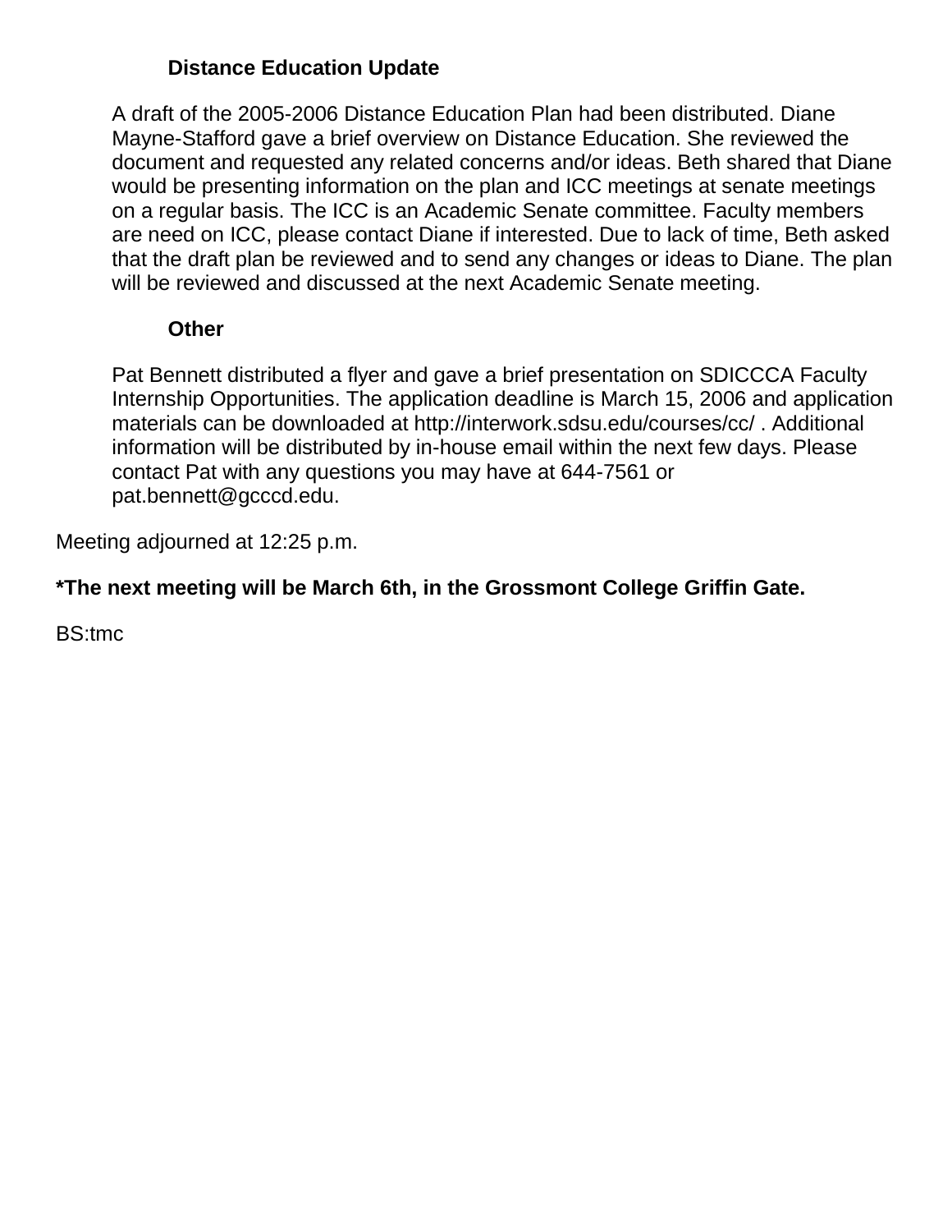**Distance Education Update**

A draft of the 2005-2006 Distance Education Plan had been distributed. Diane Mayne-Stafford gave a brief overview on Distance Education. She reviewed the document and requested any related concerns and/or ideas. Beth shared that Diane would be presenting information on the plan and ICC meetings at senate meetings on a regular basis. The ICC is an Academic Senate committee. Faculty members are need on ICC, please contact Diane if interested. Due to lack of time, Beth asked that the draft plan be reviewed and to send any changes or ideas to Diane. The plan will be reviewed and discussed at the next Academic Senate meeting.

**Other**

Pat Bennett distributed a flyer and gave a brief presentation on SDICCCA Faculty Internship Opportunities. The application deadline is March 15, 2006 and application materials can be downloaded at http://interwork.sdsu.edu/courses/cc/ . Additional information will be distributed by in-house email within the next few days. Please contact Pat with any questions you may have at 644-7561 or pat.bennett@gcccd.edu.

Meeting adjourned at 12:25 p.m.

**\*The next meeting will be March 6th, in the Grossmont College Griffin Gate.**

BS:tmc